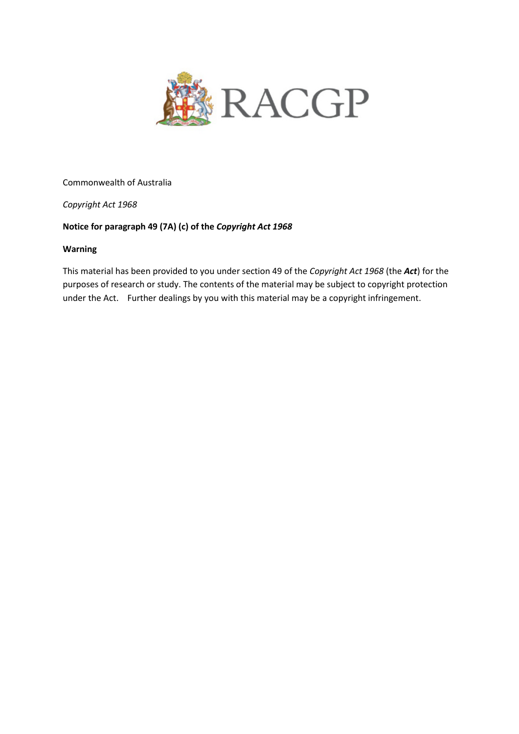RACGP

Commonwealth of Australia

*Copyright Act 1968*

**Notice for paragraph 49 (7A) (c) of the *Copyright Act 1968***

**Warning**

This material has been provided to you under section 49 of the *Copyright Act 1968* (the ***Act***) for the purposes of research or study. The contents of the material may be subject to copyright protection under the Act. Further dealings by you with this material may be a copyright infringement.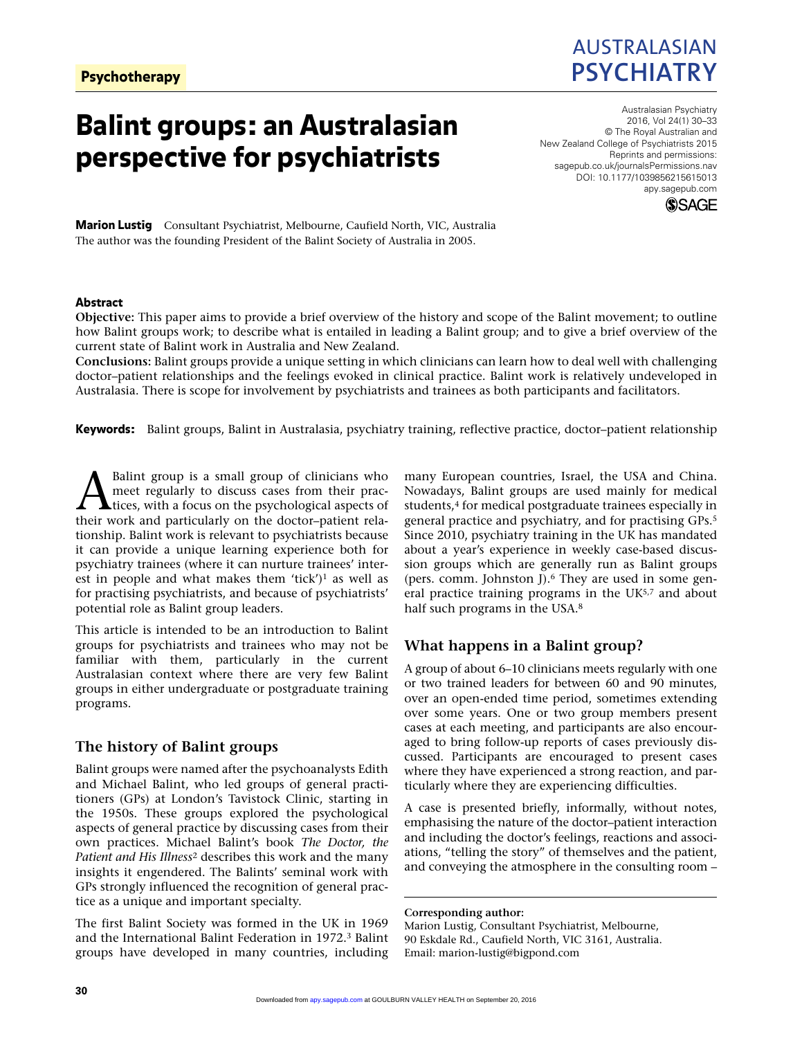Psychotherapy

# Balint groups: an Australasian perspective for psychiatrists

**Marion Lustig** Consultant Psychiatrist, Melbourne, Caufield North, VIC, Australia
The author was the founding President of the Balint Society of Australia in 2005.

**Abstract**

**Objective:** This paper aims to provide a brief overview of the history and scope of the Balint movement; to outline how Balint groups work; to describe what is entailed in leading a Balint group; and to give a brief overview of the current state of Balint work in Australia and New Zealand.

**Conclusions:** Balint groups provide a unique setting in which clinicians can learn how to deal well with challenging doctor–patient relationships and the feelings evoked in clinical practice. Balint work is relatively undeveloped in Australasia. There is scope for involvement by psychiatrists and trainees as both participants and facilitators.

**Keywords:** Balint groups, Balint in Australasia, psychiatry training, reflective practice, doctor–patient relationship

A Balint group is a small group of clinicians who meet regularly to discuss cases from their practices, with a focus on the psychological aspects of their work and particularly on the doctor–patient relationship. Balint work is relevant to psychiatrists because it can provide a unique learning experience both for psychiatry trainees (where it can nurture trainees' interest in people and what makes them 'tick')[1] as well as for practising psychiatrists, and because of psychiatrists' potential role as Balint group leaders.

This article is intended to be an introduction to Balint groups for psychiatrists and trainees who may not be familiar with them, particularly in the current Australasian context where there are very few Balint groups in either undergraduate or postgraduate training programs.

## The history of Balint groups

Balint groups were named after the psychoanalysts Edith and Michael Balint, who led groups of general practitioners (GPs) at London's Tavistock Clinic, starting in the 1950s. These groups explored the psychological aspects of general practice by discussing cases from their own practices. Michael Balint's book *The Doctor, the Patient and His Illness*[2] describes this work and the many insights it engendered. The Balints' seminal work with GPs strongly influenced the recognition of general practice as a unique and important specialty.

The first Balint Society was formed in the UK in 1969 and the International Balint Federation in 1972.[3] Balint groups have developed in many countries, including many European countries, Israel, the USA and China. Nowadays, Balint groups are used mainly for medical students,[4] for medical postgraduate trainees especially in general practice and psychiatry, and for practising GPs.[5] Since 2010, psychiatry training in the UK has mandated about a year's experience in weekly case-based discussion groups which are generally run as Balint groups (pers. comm. Johnston J).[6] They are used in some general practice training programs in the UK[5,7] and about half such programs in the USA.[8]

## What happens in a Balint group?

A group of about 6–10 clinicians meets regularly with one or two trained leaders for between 60 and 90 minutes, over an open-ended time period, sometimes extending over some years. One or two group members present cases at each meeting, and participants are also encouraged to bring follow-up reports of cases previously discussed. Participants are encouraged to present cases where they have experienced a strong reaction, and particularly where they are experiencing difficulties.

A case is presented briefly, informally, without notes, emphasising the nature of the doctor–patient interaction and including the doctor's feelings, reactions and associations, "telling the story" of themselves and the patient, and conveying the atmosphere in the consulting room –

**Corresponding author:**
Marion Lustig, Consultant Psychiatrist, Melbourne, 90 Eskdale Rd., Caufield North, VIC 3161, Australia.
Email: marion-lustig@bigpond.com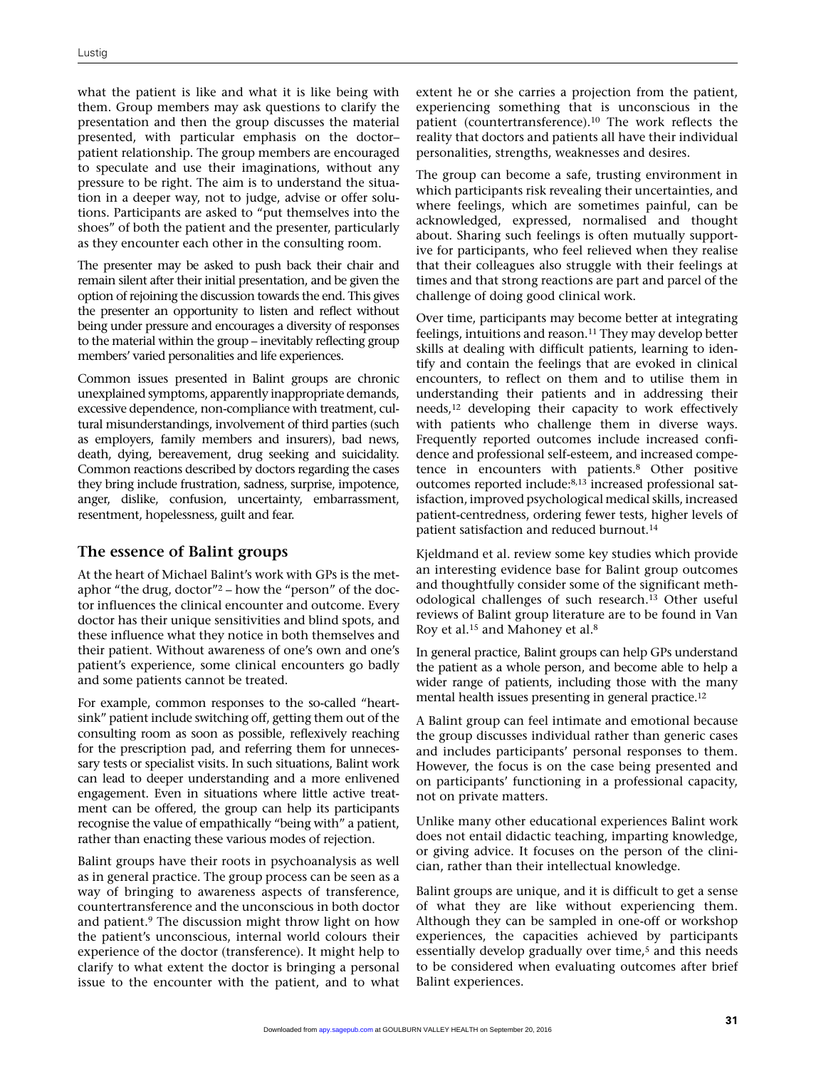what the patient is like and what it is like being with them. Group members may ask questions to clarify the presentation and then the group discusses the material presented, with particular emphasis on the doctor–patient relationship. The group members are encouraged to speculate and use their imaginations, without any pressure to be right. The aim is to understand the situation in a deeper way, not to judge, advise or offer solutions. Participants are asked to "put themselves into the shoes" of both the patient and the presenter, particularly as they encounter each other in the consulting room.

The presenter may be asked to push back their chair and remain silent after their initial presentation, and be given the option of rejoining the discussion towards the end. This gives the presenter an opportunity to listen and reflect without being under pressure and encourages a diversity of responses to the material within the group – inevitably reflecting group members' varied personalities and life experiences.

Common issues presented in Balint groups are chronic unexplained symptoms, apparently inappropriate demands, excessive dependence, non-compliance with treatment, cultural misunderstandings, involvement of third parties (such as employers, family members and insurers), bad news, death, dying, bereavement, drug seeking and suicidality. Common reactions described by doctors regarding the cases they bring include frustration, sadness, surprise, impotence, anger, dislike, confusion, uncertainty, embarrassment, resentment, hopelessness, guilt and fear.

## The essence of Balint groups

At the heart of Michael Balint's work with GPs is the metaphor "the drug, doctor"[2] – how the "person" of the doctor influences the clinical encounter and outcome. Every doctor has their unique sensitivities and blind spots, and these influence what they notice in both themselves and their patient. Without awareness of one's own and one's patient's experience, some clinical encounters go badly and some patients cannot be treated.

For example, common responses to the so-called "heartsink" patient include switching off, getting them out of the consulting room as soon as possible, reflexively reaching for the prescription pad, and referring them for unnecessary tests or specialist visits. In such situations, Balint work can lead to deeper understanding and a more enlivened engagement. Even in situations where little active treatment can be offered, the group can help its participants recognise the value of empathically "being with" a patient, rather than enacting these various modes of rejection.

Balint groups have their roots in psychoanalysis as well as in general practice. The group process can be seen as a way of bringing to awareness aspects of transference, countertransference and the unconscious in both doctor and patient.[9] The discussion might throw light on how the patient's unconscious, internal world colours their experience of the doctor (transference). It might help to clarify to what extent the doctor is bringing a personal issue to the encounter with the patient, and to what extent he or she carries a projection from the patient, experiencing something that is unconscious in the patient (countertransference).[10] The work reflects the reality that doctors and patients all have their individual personalities, strengths, weaknesses and desires.

The group can become a safe, trusting environment in which participants risk revealing their uncertainties, and where feelings, which are sometimes painful, can be acknowledged, expressed, normalised and thought about. Sharing such feelings is often mutually supportive for participants, who feel relieved when they realise that their colleagues also struggle with their feelings at times and that strong reactions are part and parcel of the challenge of doing good clinical work.

Over time, participants may become better at integrating feelings, intuitions and reason.[11] They may develop better skills at dealing with difficult patients, learning to identify and contain the feelings that are evoked in clinical encounters, to reflect on them and to utilise them in understanding their patients and in addressing their needs,[12] developing their capacity to work effectively with patients who challenge them in diverse ways. Frequently reported outcomes include increased confidence and professional self-esteem, and increased competence in encounters with patients.[8] Other positive outcomes reported include:[8,13] increased professional satisfaction, improved psychological medical skills, increased patient-centredness, ordering fewer tests, higher levels of patient satisfaction and reduced burnout.[14]

Kjeldmand et al. review some key studies which provide an interesting evidence base for Balint group outcomes and thoughtfully consider some of the significant methodological challenges of such research.[13] Other useful reviews of Balint group literature are to be found in Van Roy et al.[15] and Mahoney et al.[8]

In general practice, Balint groups can help GPs understand the patient as a whole person, and become able to help a wider range of patients, including those with the many mental health issues presenting in general practice.[12]

A Balint group can feel intimate and emotional because the group discusses individual rather than generic cases and includes participants' personal responses to them. However, the focus is on the case being presented and on participants' functioning in a professional capacity, not on private matters.

Unlike many other educational experiences Balint work does not entail didactic teaching, imparting knowledge, or giving advice. It focuses on the person of the clinician, rather than their intellectual knowledge.

Balint groups are unique, and it is difficult to get a sense of what they are like without experiencing them. Although they can be sampled in one-off or workshop experiences, the capacities achieved by participants essentially develop gradually over time,[5] and this needs to be considered when evaluating outcomes after brief Balint experiences.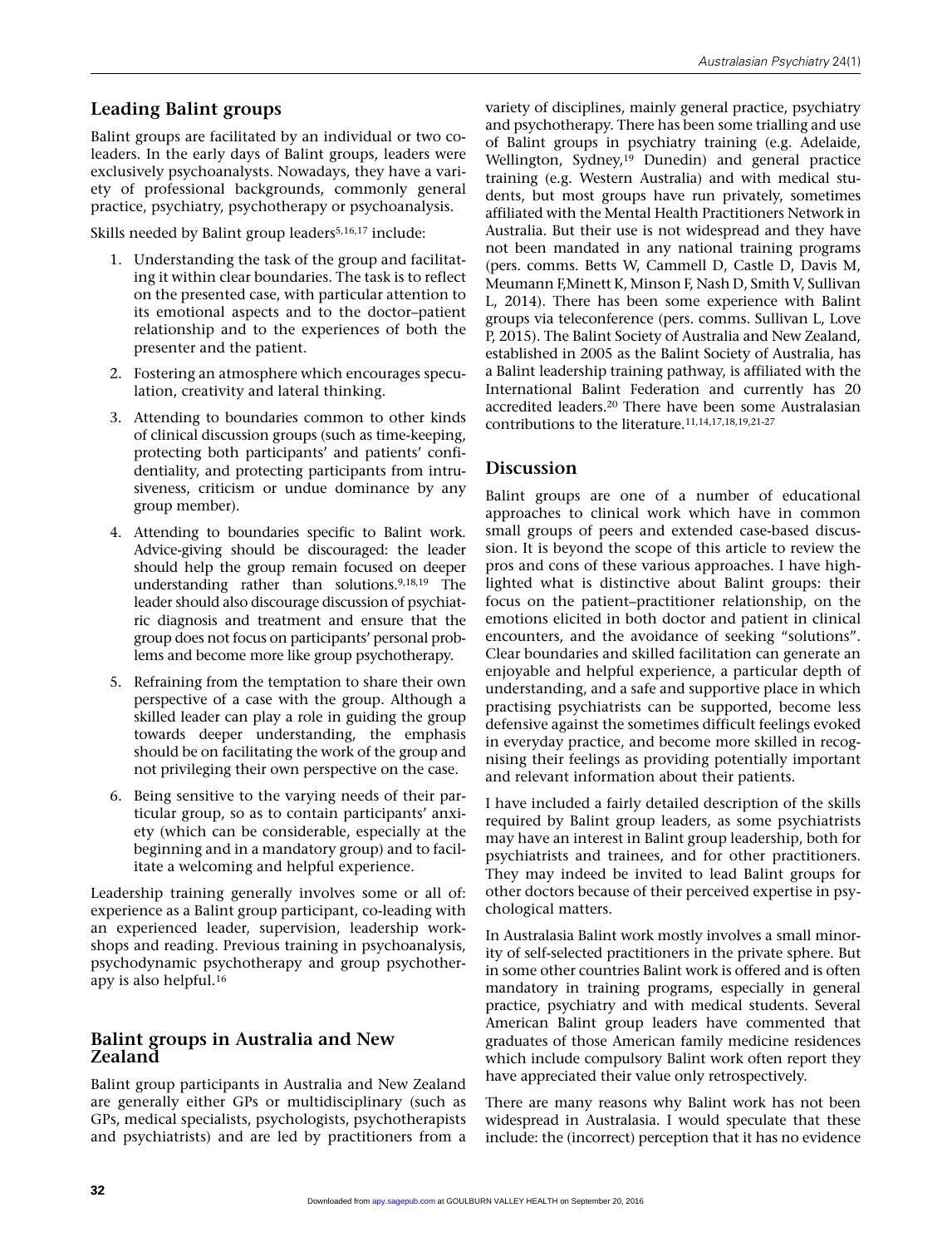## Leading Balint groups

Balint groups are facilitated by an individual or two co-leaders. In the early days of Balint groups, leaders were exclusively psychoanalysts. Nowadays, they have a variety of professional backgrounds, commonly general practice, psychiatry, psychotherapy or psychoanalysis.

Skills needed by Balint group leaders[5,16,17] include:

1. Understanding the task of the group and facilitating it within clear boundaries. The task is to reflect on the presented case, with particular attention to its emotional aspects and to the doctor–patient relationship and to the experiences of both the presenter and the patient.
2. Fostering an atmosphere which encourages speculation, creativity and lateral thinking.
3. Attending to boundaries common to other kinds of clinical discussion groups (such as time-keeping, protecting both participants' and patients' confidentiality, and protecting participants from intrusiveness, criticism or undue dominance by any group member).
4. Attending to boundaries specific to Balint work. Advice-giving should be discouraged: the leader should help the group remain focused on deeper understanding rather than solutions.[9,18,19] The leader should also discourage discussion of psychiatric diagnosis and treatment and ensure that the group does not focus on participants' personal problems and become more like group psychotherapy.
5. Refraining from the temptation to share their own perspective of a case with the group. Although a skilled leader can play a role in guiding the group towards deeper understanding, the emphasis should be on facilitating the work of the group and not privileging their own perspective on the case.
6. Being sensitive to the varying needs of their particular group, so as to contain participants' anxiety (which can be considerable, especially at the beginning and in a mandatory group) and to facilitate a welcoming and helpful experience.

Leadership training generally involves some or all of: experience as a Balint group participant, co-leading with an experienced leader, supervision, leadership workshops and reading. Previous training in psychoanalysis, psychodynamic psychotherapy and group psychotherapy is also helpful.[16]

## Balint groups in Australia and New Zealand

Balint group participants in Australia and New Zealand are generally either GPs or multidisciplinary (such as GPs, medical specialists, psychologists, psychotherapists and psychiatrists) and are led by practitioners from a variety of disciplines, mainly general practice, psychiatry and psychotherapy. There has been some trialling and use of Balint groups in psychiatry training (e.g. Adelaide, Wellington, Sydney,[19] Dunedin) and general practice training (e.g. Western Australia) and with medical students, but most groups have run privately, sometimes affiliated with the Mental Health Practitioners Network in Australia. But their use is not widespread and they have not been mandated in any national training programs (pers. comms. Betts W, Cammell D, Castle D, Davis M, Meumann F,Minett K, Minson F, Nash D, Smith V, Sullivan L, 2014). There has been some experience with Balint groups via teleconference (pers. comms. Sullivan L, Love P, 2015). The Balint Society of Australia and New Zealand, established in 2005 as the Balint Society of Australia, has a Balint leadership training pathway, is affiliated with the International Balint Federation and currently has 20 accredited leaders.[20] There have been some Australasian contributions to the literature.[11,14,17,18,19,21-27]

## Discussion

Balint groups are one of a number of educational approaches to clinical work which have in common small groups of peers and extended case-based discussion. It is beyond the scope of this article to review the pros and cons of these various approaches. I have highlighted what is distinctive about Balint groups: their focus on the patient–practitioner relationship, on the emotions elicited in both doctor and patient in clinical encounters, and the avoidance of seeking "solutions". Clear boundaries and skilled facilitation can generate an enjoyable and helpful experience, a particular depth of understanding, and a safe and supportive place in which practising psychiatrists can be supported, become less defensive against the sometimes difficult feelings evoked in everyday practice, and become more skilled in recognising their feelings as providing potentially important and relevant information about their patients.

I have included a fairly detailed description of the skills required by Balint group leaders, as some psychiatrists may have an interest in Balint group leadership, both for psychiatrists and trainees, and for other practitioners. They may indeed be invited to lead Balint groups for other doctors because of their perceived expertise in psychological matters.

In Australasia Balint work mostly involves a small minority of self-selected practitioners in the private sphere. But in some other countries Balint work is offered and is often mandatory in training programs, especially in general practice, psychiatry and with medical students. Several American Balint group leaders have commented that graduates of those American family medicine residences which include compulsory Balint work often report they have appreciated their value only retrospectively.

There are many reasons why Balint work has not been widespread in Australasia. I would speculate that these include: the (incorrect) perception that it has no evidence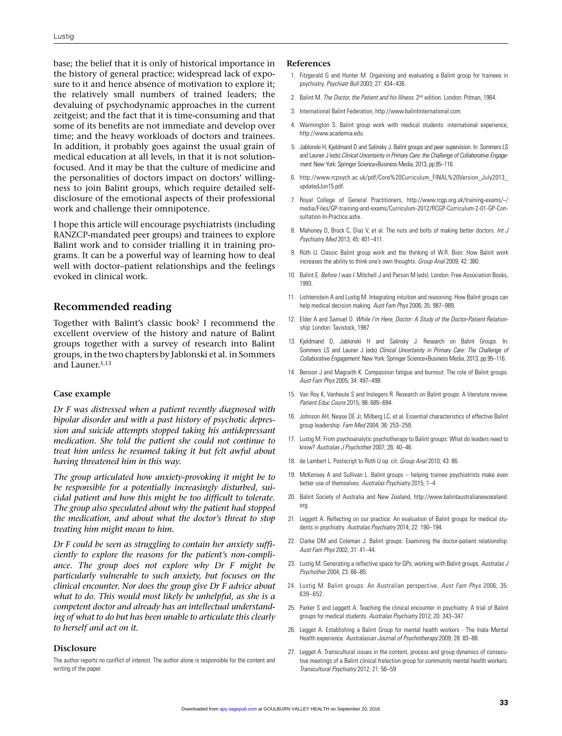base; the belief that it is only of historical importance in the history of general practice; widespread lack of exposure to it and hence absence of motivation to explore it; the relatively small numbers of trained leaders; the devaluing of psychodynamic approaches in the current zeitgeist; and the fact that it is time-consuming and that some of its benefits are not immediate and develop over time; and the heavy workloads of doctors and trainees. In addition, it probably goes against the usual grain of medical education at all levels, in that it is not solution-focused. And it may be that the culture of medicine and the personalities of doctors impact on doctors' willingness to join Balint groups, which require detailed self-disclosure of the emotional aspects of their professional work and challenge their omnipotence.

I hope this article will encourage psychiatrists (including RANZCP-mandated peer groups) and trainees to explore Balint work and to consider trialling it in training programs. It can be a powerful way of learning how to deal well with doctor–patient relationships and the feelings evoked in clinical work.

## Recommended reading

Together with Balint's classic book[2] I recommend the excellent overview of the history and nature of Balint groups together with a survey of research into Balint groups, in the two chapters by Jablonski et al. in Sommers and Launer.[5,13]

### Case example

*Dr F was distressed when a patient recently diagnosed with bipolar disorder and with a past history of psychotic depression and suicide attempts stopped taking his antidepressant medication. She told the patient she could not continue to treat him unless he resumed taking it but felt awful about having threatened him in this way.*

*The group articulated how anxiety-provoking it might be to be responsible for a potentially increasingly disturbed, suicidal patient and how this might be too difficult to tolerate. The group also speculated about why the patient had stopped the medication, and about what the doctor's threat to stop treating him might mean to him.*

*Dr F could be seen as struggling to contain her anxiety sufficiently to explore the reasons for the patient's non-compliance. The group does not explore why Dr F might be particularly vulnerable to such anxiety, but focuses on the clinical encounter. Nor does the group give Dr F advice about what to do. This would most likely be unhelpful, as she is a competent doctor and already has an intellectual understanding of what to do but has been unable to articulate this clearly to herself and act on it.*

### Disclosure

The author reports no conflict of interest. The author alone is responsible for the content and writing of the paper.

### References

1. Fitzgerald G and Hunter M. Organising and evaluating a Balint group for trainees in psychiatry. *Psychiatr Bull* 2003; 27: 434–436.
2. Balint M. *The Doctor, the Patient and his Illness*. 2nd edition. London: Pitman, 1964.
3. International Balint Federation, http://www.balintinternational.com.
4. Warmington S. Balint group work with medical students: international experience, http://www.academia.edu.
5. Jablonski H, Kjeldmand D and Salinsky J. Balint groups and peer supervision. In: Sommers LS and Launer J (eds) *Clinical Uncertainty in Primary Care: the Challenge of Collaborative Engagement*. New York: Springer Science+Business Media, 2013, pp.95–116.
6. http://www.rcpsych.ac.uk/pdf/Core%20Curriculum_FINAL%20Version_July2013_updatedJun15.pdf.
7. Royal College of General Practitioners, http://www.rcgp.org.uk/training-exams/~/media/Files/GP-training-and-exams/Curriculum-2012/RCGP-Curriculum-2-01-GP-Consultation-In-Practice.ashx.
8. Mahoney D, Brock C, Diaz V, et al. The nuts and bolts of making better doctors. *Int J Psychiatry Med* 2013; 45: 401–411.
9. Rüth U. Classic Balint group work and the thinking of W.R. Bion: How Balint work increases the ability to think one's own thoughts. *Group Anal* 2009; 42: 380.
10. Balint E. *Before I was I*. Mitchell J and Parson M (eds). London: Free Association Books, 1993.
11. Lichtenstein A and Lustig M. Integrating intuition and reasoning: How Balint groups can help medical decision making. *Aust Fam Phys* 2006; 35: 987–989.
12. Elder A and Samuel O. *While I'm Here, Doctor: A Study of the Doctor-Patient Relationship*. London: Tavistock, 1987.
13. Kjeldmand D, Jablonski H and Salinsky J. Research on Balint Groups. In: Sommers LS and Launer J (eds) *Clinical Uncertainty in Primary Care: The Challenge of Collaborative Engagement*. New York: Springer Science+Business Media, 2013, pp.95–116.
14. Benson J and Magraith K. Compassion fatigue and burnout: The role of Balint groups. *Aust Fam Phys* 2005; 34: 497–498.
15. Van Roy K, Vanheule S and Inslegers R. Research on Balint groups: A literature review. *Patient Educ Couns* 2015; 98: 685–694.
16. Johnson AH, Nease DE Jr, Milberg LC, et al. Essential characteristics of effective Balint group leadership. *Fam Med* 2004; 36: 253–259.
17. Lustig M. From psychoanalytic psychotherapy to Balint groups: What do leaders need to know? *Australas J Psychother* 2007; 26: 40–46.
18. de Lambert L. Postscript to Rüth U op. cit. *Group Anal* 2010; 43: 86.
19. McKensey A and Sullivan L. Balint groups – helping trainee psychiatrists make even better use of themselves. *Australas Psychiatry* 2015; 1–4.
20. Balint Society of Australia and New Zealand, http://www.balintaustralianewzealand.org.
21. Leggett A. Reflecting on our practice: An evaluation of Balint groups for medical students in psychiatry. *Australas Psychiatry* 2014; 22: 190–194.
22. Clarke DM and Coleman J. Balint groups: Examining the doctor-patient relationship. *Aust Fam Phys* 2002; 31: 41–44.
23. Lustig M. Generating a reflective space for GPs; working with Balint groups. *Australas J Psychother* 2004; 23: 66–85.
24. Lustig M. Balint groups: An Australian perspective. *Aust Fam Phys* 2006; 35: 639–652.
25. Parker S and Leggett A. Teaching the clinical encounter in psychiatry: A trial of Balint groups for medical students. *Australas Psychiatry* 2012; 20: 343–347.
26. Legget A. Establishing a Balint Group for mental health workers - The Inala Mental Health experience. *Australasian Journal of Psychotherapy* 2009; 28: 83–88.
27. Legget A. Transcultural issues in the content, process and group dynamics of consecutive meetings of a Balint clinical frelection group for community mental health workers. *Transcultural Psychiatry* 2012; 21: 56–59.